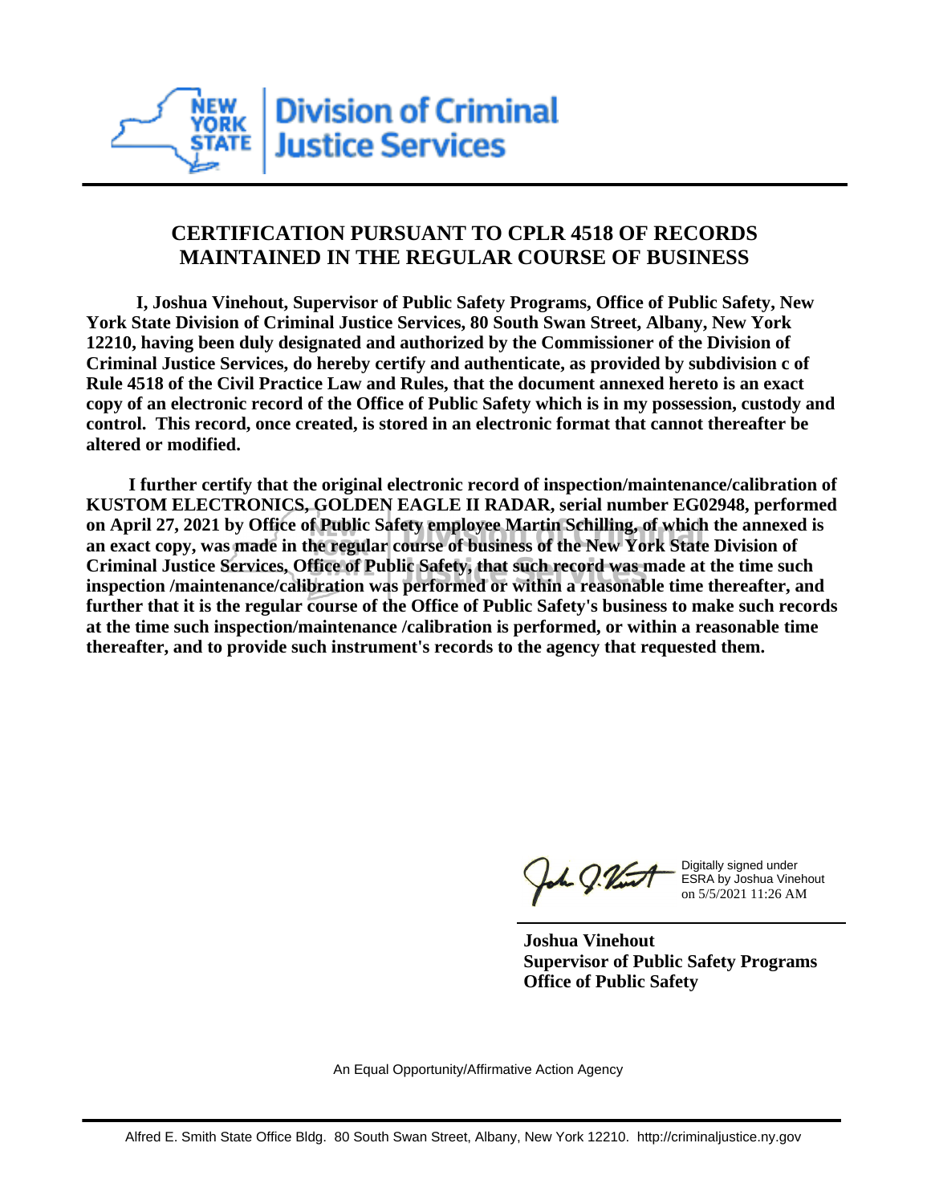Division of Criminal Justice Services

## CERTIFICATION PURSUANT TO CPLR 4518 OF RECORDS MAINTAINED IN THE REGULAR COURSE OF BUSINESS

**I, Joshua Vinehout, Supervisor of Public Safety Programs, Office of Public Safety, New York State Division of Criminal Justice Services, 80 South Swan Street, Albany, New York 12210, having been duly designated and authorized by the Commissioner of the Division of Criminal Justice Services, do hereby certify and authenticate, as provided by subdivision c of Rule 4518 of the Civil Practice Law and Rules, that the document annexed hereto is an exact copy of an electronic record of the Office of Public Safety which is in my possession, custody and control. This record, once created, is stored in an electronic format that cannot thereafter be altered or modified.**

**I further certify that the original electronic record of inspection/maintenance/calibration of KUSTOM ELECTRONICS, GOLDEN EAGLE II RADAR, serial number EG02948, performed on April 27, 2021 by Office of Public Safety employee Martin Schilling, of which the annexed is an exact copy, was made in the regular course of business of the New York State Division of Criminal Justice Services, Office of Public Safety, that such record was made at the time such inspection /maintenance/calibration was performed or within a reasonable time thereafter, and further that it is the regular course of the Office of Public Safety's business to make such records at the time such inspection/maintenance /calibration is performed, or within a reasonable time thereafter, and to provide such instrument's records to the agency that requested them.**

Digitally signed under ESRA by Joshua Vinehout on 5/5/2021 11:26 AM

**Joshua Vinehout**
**Supervisor of Public Safety Programs**
**Office of Public Safety**

An Equal Opportunity/Affirmative Action Agency

Alfred E. Smith State Office Bldg. 80 South Swan Street, Albany, New York 12210. http://criminaljustice.ny.gov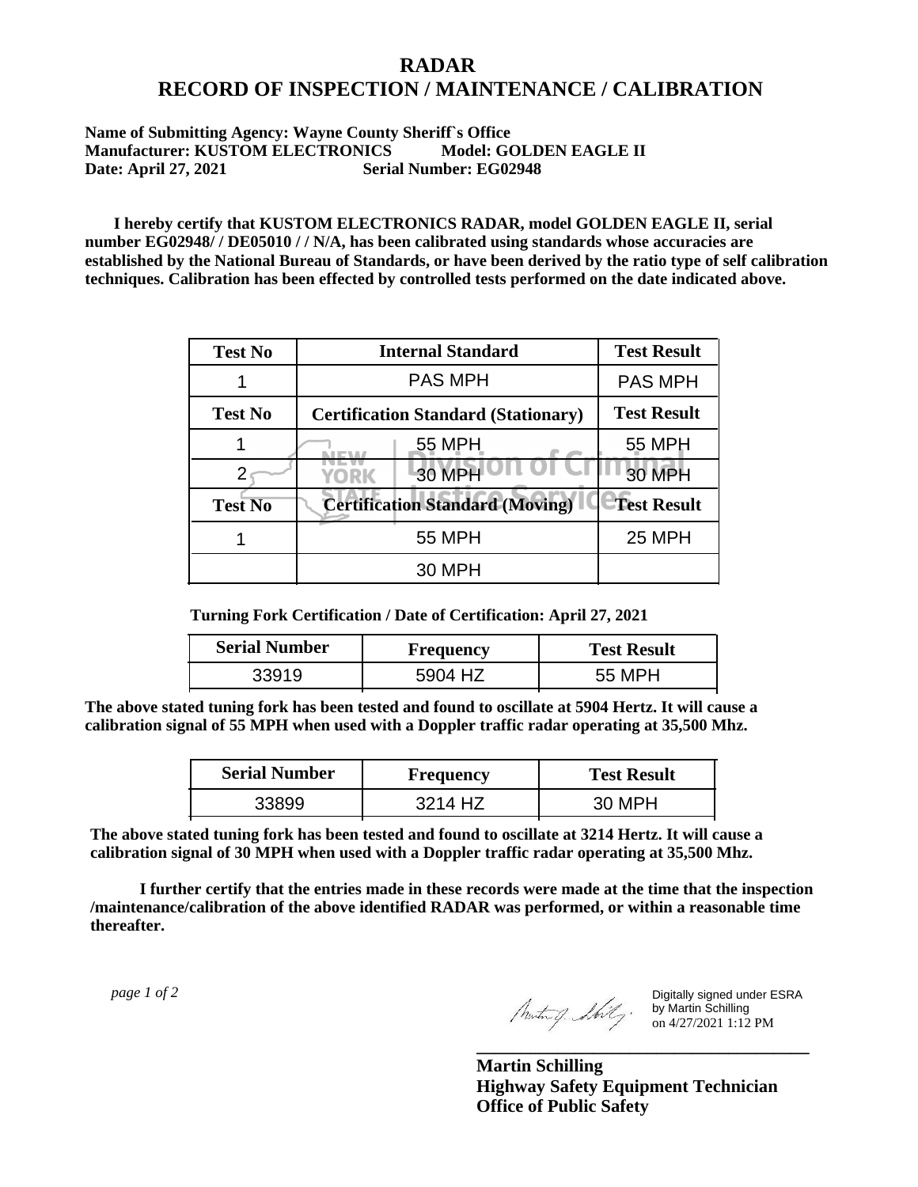# RADAR
# RECORD OF INSPECTION / MAINTENANCE / CALIBRATION

**Name of Submitting Agency: Wayne County Sheriff`s Office**
**Manufacturer: KUSTOM ELECTRONICS Model: GOLDEN EAGLE II**
**Date: April 27, 2021 Serial Number: EG02948**

**I hereby certify that KUSTOM ELECTRONICS RADAR, model GOLDEN EAGLE II, serial number EG02948/ / DE05010 / / N/A, has been calibrated using standards whose accuracies are established by the National Bureau of Standards, or have been derived by the ratio type of self calibration techniques. Calibration has been effected by controlled tests performed on the date indicated above.**

| Test No | Internal Standard | Test Result |
|---|---|---|
| 1 | PAS MPH | PAS MPH |
| **Test No** | **Certification Standard (Stationary)** | **Test Result** |
| 1 | 55 MPH | 55 MPH |
| 2 | 30 MPH | 30 MPH |
| **Test No** | **Certification Standard (Moving)** | **Test Result** |
| 1 | 55 MPH | 25 MPH |
| | 30 MPH | |

**Turning Fork Certification / Date of Certification: April 27, 2021**

| Serial Number | Frequency | Test Result |
|---|---|---|
| 33919 | 5904 HZ | 55 MPH |

**The above stated tuning fork has been tested and found to oscillate at 5904 Hertz. It will cause a calibration signal of 55 MPH when used with a Doppler traffic radar operating at 35,500 Mhz.**

| Serial Number | Frequency | Test Result |
|---|---|---|
| 33899 | 3214 HZ | 30 MPH |

**The above stated tuning fork has been tested and found to oscillate at 3214 Hertz. It will cause a calibration signal of 30 MPH when used with a Doppler traffic radar operating at 35,500 Mhz.**

**I further certify that the entries made in these records were made at the time that the inspection /maintenance/calibration of the above identified RADAR was performed, or within a reasonable time thereafter.**

*page 1 of 2*

Digitally signed under ESRA by Martin Schilling on 4/27/2021 1:12 PM

**Martin Schilling**
**Highway Safety Equipment Technician**
**Office of Public Safety**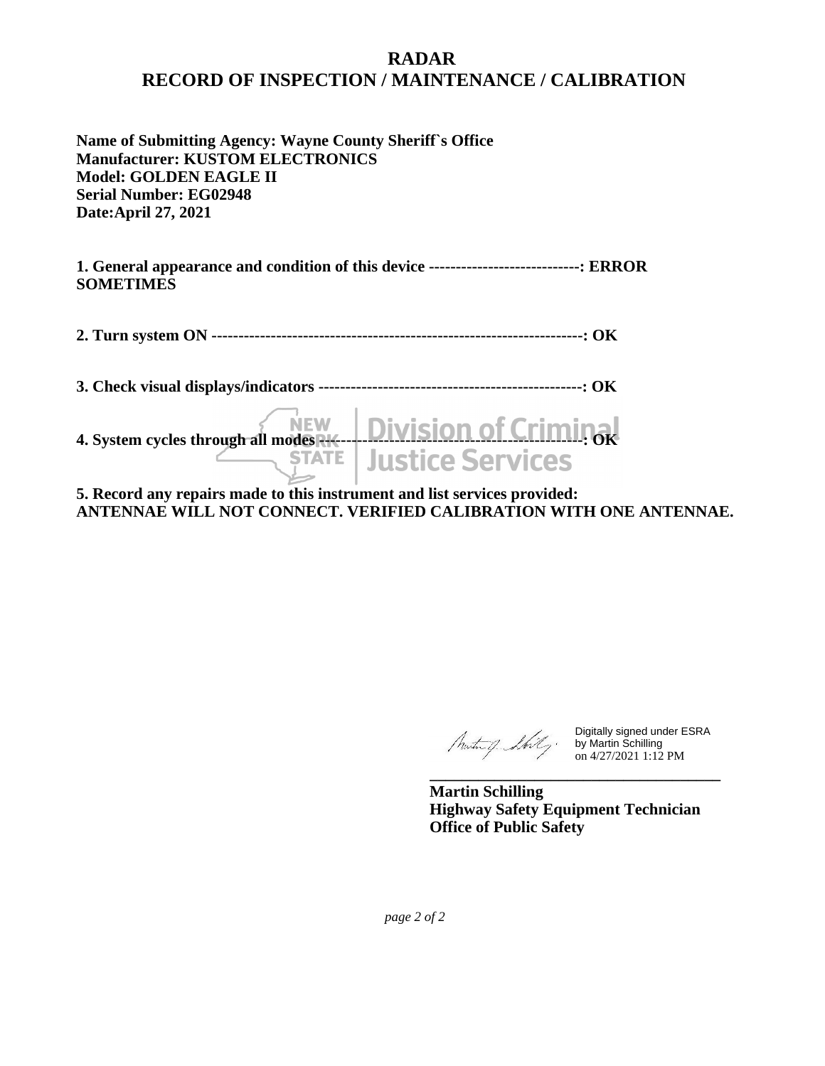# RADAR
# RECORD OF INSPECTION / MAINTENANCE / CALIBRATION

**Name of Submitting Agency: Wayne County Sheriff`s Office**
**Manufacturer: KUSTOM ELECTRONICS**
**Model: GOLDEN EAGLE II**
**Serial Number: EG02948**
**Date:April 27, 2021**

**1. General appearance and condition of this device ----------------------------: ERROR SOMETIMES**

**2. Turn system ON -------------------------------------------------------------------: OK**

**3. Check visual displays/indicators -------------------------------------------------: OK**

**4. System cycles through all modes ----------------------------------------------: OK**

**5. Record any repairs made to this instrument and list services provided:**
**ANTENNAE WILL NOT CONNECT. VERIFIED CALIBRATION WITH ONE ANTENNAE.**

Digitally signed under ESRA
by Martin Schilling
on 4/27/2021 1:12 PM

**Martin Schilling**
**Highway Safety Equipment Technician**
**Office of Public Safety**